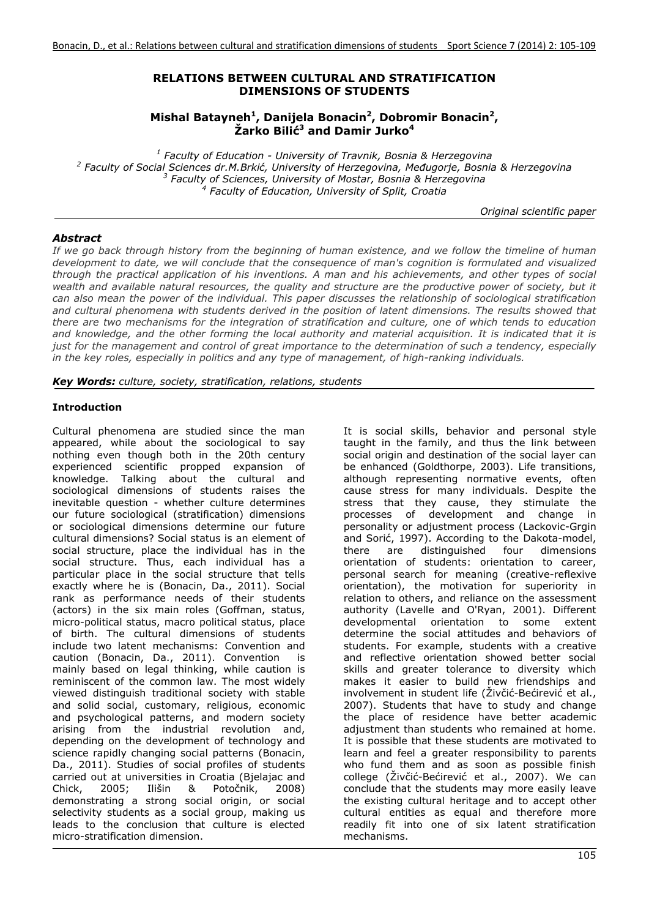# RELATIONS BETWEEN CULTURAL AND STRATIFICATION DIMENSIONS OF STUDENTS

**Mishal Batayneh[1], Danijela Bonacin[2], Dobromir Bonacin[2], Žarko Bilić[3] and Damir Jurko[4]**

*[1] Faculty of Education - University of Travnik, Bosnia & Herzegovina*
*[2] Faculty of Social Sciences dr.M.Brkić, University of Herzegovina, Međugorje, Bosnia & Herzegovina*
*[3] Faculty of Sciences, University of Mostar, Bosnia & Herzegovina*
*[4] Faculty of Education, University of Split, Croatia*

*Original scientific paper*

## *Abstract*

*If we go back through history from the beginning of human existence, and we follow the timeline of human development to date, we will conclude that the consequence of man's cognition is formulated and visualized through the practical application of his inventions. A man and his achievements, and other types of social wealth and available natural resources, the quality and structure are the productive power of society, but it can also mean the power of the individual. This paper discusses the relationship of sociological stratification and cultural phenomena with students derived in the position of latent dimensions. The results showed that there are two mechanisms for the integration of stratification and culture, one of which tends to education and knowledge, and the other forming the local authority and material acquisition. It is indicated that it is just for the management and control of great importance to the determination of such a tendency, especially in the key roles, especially in politics and any type of management, of high-ranking individuals.*

***Key Words:*** *culture, society, stratification, relations, students*

## Introduction

Cultural phenomena are studied since the man appeared, while about the sociological to say nothing even though both in the 20th century experienced scientific propped expansion of knowledge. Talking about the cultural and sociological dimensions of students raises the inevitable question - whether culture determines our future sociological (stratification) dimensions or sociological dimensions determine our future cultural dimensions? Social status is an element of social structure, place the individual has in the social structure. Thus, each individual has a particular place in the social structure that tells exactly where he is (Bonacin, Da., 2011). Social rank as performance needs of their students (actors) in the six main roles (Goffman, status, micro-political status, macro political status, place of birth. The cultural dimensions of students include two latent mechanisms: Convention and caution (Bonacin, Da., 2011). Convention is mainly based on legal thinking, while caution is reminiscent of the common law. The most widely viewed distinguish traditional society with stable and solid social, customary, religious, economic and psychological patterns, and modern society arising from the industrial revolution and, depending on the development of technology and science rapidly changing social patterns (Bonacin, Da., 2011). Studies of social profiles of students carried out at universities in Croatia (Bjelajac and Chick, 2005; Ilišin & Potočnik, 2008) demonstrating a strong social origin, or social selectivity students as a social group, making us leads to the conclusion that culture is elected micro-stratification dimension.

It is social skills, behavior and personal style taught in the family, and thus the link between social origin and destination of the social layer can be enhanced (Goldthorpe, 2003). Life transitions, although representing normative events, often cause stress for many individuals. Despite the stress that they cause, they stimulate the processes of development and change in personality or adjustment process (Lackovic-Grgin and Sorić, 1997). According to the Dakota-model, there are distinguished four dimensions orientation of students: orientation to career, personal search for meaning (creative-reflexive orientation), the motivation for superiority in relation to others, and reliance on the assessment authority (Lavelle and O'Ryan, 2001). Different developmental orientation to some extent determine the social attitudes and behaviors of students. For example, students with a creative and reflective orientation showed better social skills and greater tolerance to diversity which makes it easier to build new friendships and involvement in student life (Živčić-Bećirević et al., 2007). Students that have to study and change the place of residence have better academic adjustment than students who remained at home. It is possible that these students are motivated to learn and feel a greater responsibility to parents who fund them and as soon as possible finish college (Živčić-Bećirević et al., 2007). We can conclude that the students may more easily leave the existing cultural heritage and to accept other cultural entities as equal and therefore more readily fit into one of six latent stratification mechanisms.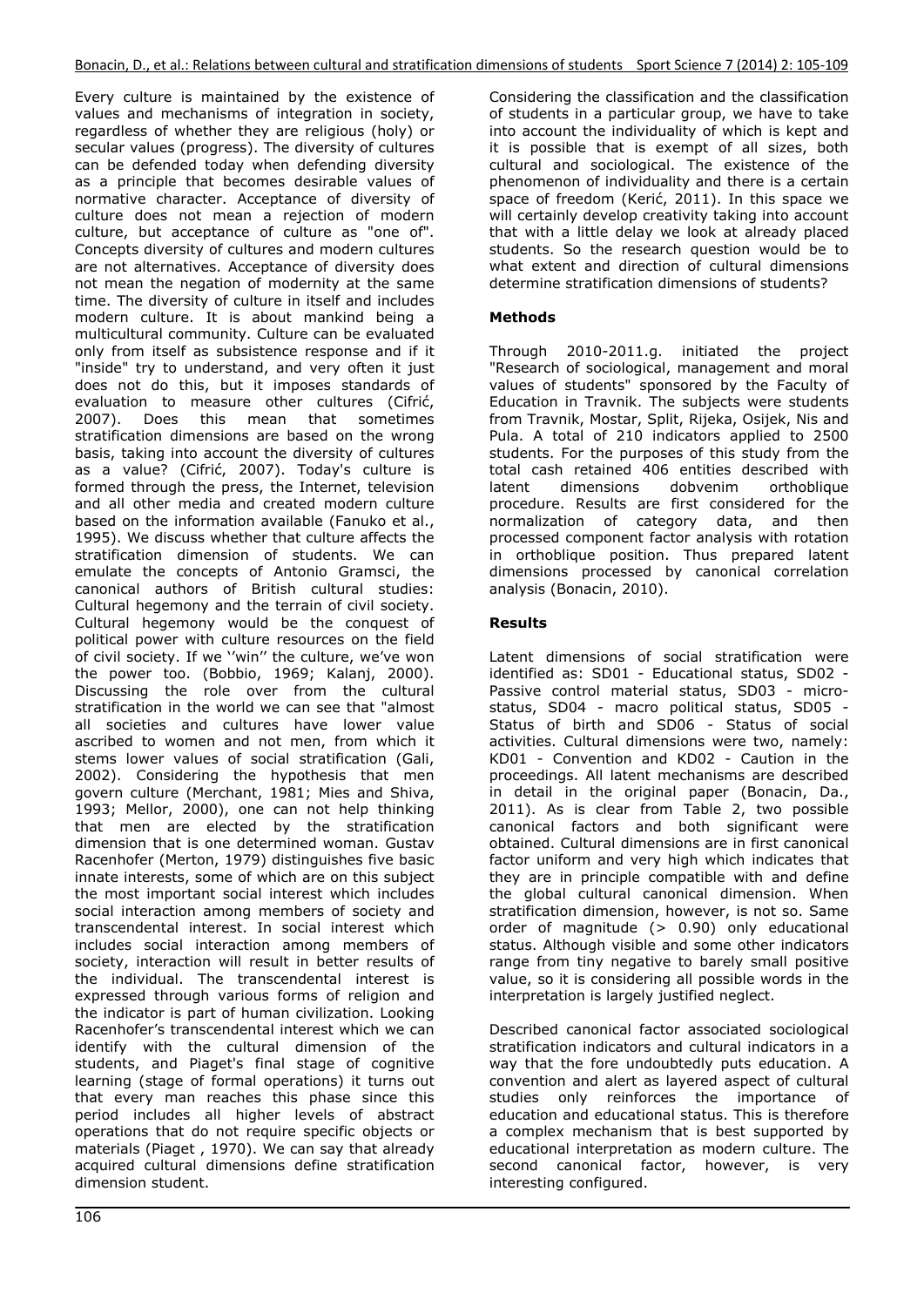Every culture is maintained by the existence of values and mechanisms of integration in society, regardless of whether they are religious (holy) or secular values (progress). The diversity of cultures can be defended today when defending diversity as a principle that becomes desirable values of normative character. Acceptance of diversity of culture does not mean a rejection of modern culture, but acceptance of culture as "one of". Concepts diversity of cultures and modern cultures are not alternatives. Acceptance of diversity does not mean the negation of modernity at the same time. The diversity of culture in itself and includes modern culture. It is about mankind being a multicultural community. Culture can be evaluated only from itself as subsistence response and if it "inside" try to understand, and very often it just does not do this, but it imposes standards of evaluation to measure other cultures (Cifrić, 2007). Does this mean that sometimes stratification dimensions are based on the wrong basis, taking into account the diversity of cultures as a value? (Cifrić, 2007). Today's culture is formed through the press, the Internet, television and all other media and created modern culture based on the information available (Fanuko et al., 1995). We discuss whether that culture affects the stratification dimension of students. We can emulate the concepts of Antonio Gramsci, the canonical authors of British cultural studies: Cultural hegemony and the terrain of civil society. Cultural hegemony would be the conquest of political power with culture resources on the field of civil society. If we ''win'' the culture, we've won the power too. (Bobbio, 1969; Kalanj, 2000). Discussing the role over from the cultural stratification in the world we can see that "almost all societies and cultures have lower value ascribed to women and not men, from which it stems lower values of social stratification (Gali, 2002). Considering the hypothesis that men govern culture (Merchant, 1981; Mies and Shiva, 1993; Mellor, 2000), one can not help thinking that men are elected by the stratification dimension that is one determined woman. Gustav Racenhofer (Merton, 1979) distinguishes five basic innate interests, some of which are on this subject the most important social interest which includes social interaction among members of society and transcendental interest. In social interest which includes social interaction among members of society, interaction will result in better results of the individual. The transcendental interest is expressed through various forms of religion and the indicator is part of human civilization. Looking Racenhofer's transcendental interest which we can identify with the cultural dimension of the students, and Piaget's final stage of cognitive learning (stage of formal operations) it turns out that every man reaches this phase since this period includes all higher levels of abstract operations that do not require specific objects or materials (Piaget , 1970). We can say that already acquired cultural dimensions define stratification dimension student.

Considering the classification and the classification of students in a particular group, we have to take into account the individuality of which is kept and it is possible that is exempt of all sizes, both cultural and sociological. The existence of the phenomenon of individuality and there is a certain space of freedom (Kerić, 2011). In this space we will certainly develop creativity taking into account that with a little delay we look at already placed students. So the research question would be to what extent and direction of cultural dimensions determine stratification dimensions of students?

## Methods

Through 2010-2011.g. initiated the project "Research of sociological, management and moral values of students" sponsored by the Faculty of Education in Travnik. The subjects were students from Travnik, Mostar, Split, Rijeka, Osijek, Nis and Pula. A total of 210 indicators applied to 2500 students. For the purposes of this study from the total cash retained 406 entities described with latent dimensions dobvenim orthoblique procedure. Results are first considered for the normalization of category data, and then processed component factor analysis with rotation in orthoblique position. Thus prepared latent dimensions processed by canonical correlation analysis (Bonacin, 2010).

## Results

Latent dimensions of social stratification were identified as: SD01 - Educational status, SD02 - Passive control material status, SD03 - micro-status, SD04 - macro political status, SD05 - Status of birth and SD06 - Status of social activities. Cultural dimensions were two, namely: KD01 - Convention and KD02 - Caution in the proceedings. All latent mechanisms are described in detail in the original paper (Bonacin, Da., 2011). As is clear from Table 2, two possible canonical factors and both significant were obtained. Cultural dimensions are in first canonical factor uniform and very high which indicates that they are in principle compatible with and define the global cultural canonical dimension. When stratification dimension, however, is not so. Same order of magnitude (> 0.90) only educational status. Although visible and some other indicators range from tiny negative to barely small positive value, so it is considering all possible words in the interpretation is largely justified neglect.

Described canonical factor associated sociological stratification indicators and cultural indicators in a way that the fore undoubtedly puts education. A convention and alert as layered aspect of cultural studies only reinforces the importance of education and educational status. This is therefore a complex mechanism that is best supported by educational interpretation as modern culture. The second canonical factor, however, is very interesting configured.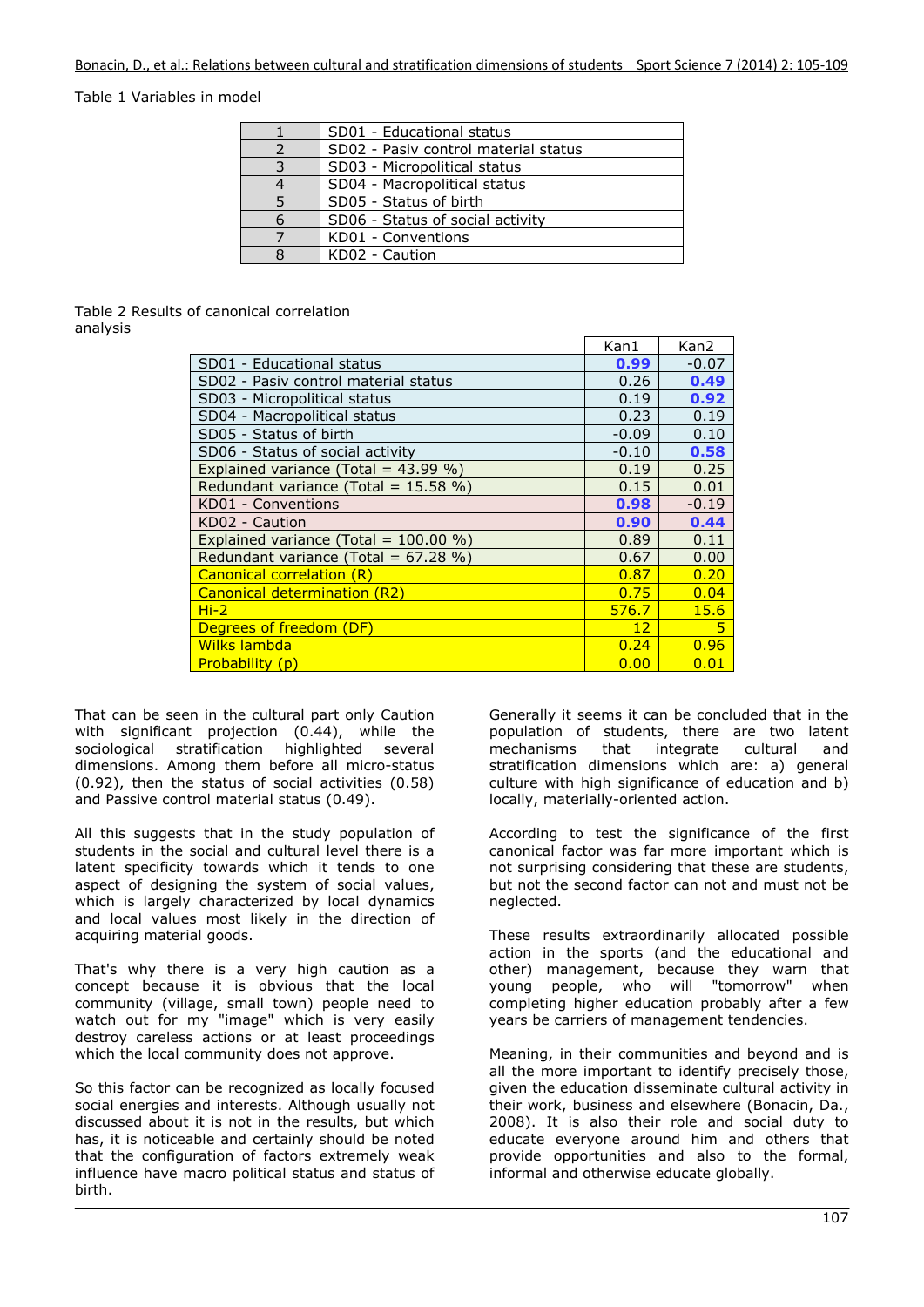Table 1 Variables in model

| | |
|---|---|
| 1 | SD01 - Educational status |
| 2 | SD02 - Pasiv control material status |
| 3 | SD03 - Micropolitical status |
| 4 | SD04 - Macropolitical status |
| 5 | SD05 - Status of birth |
| 6 | SD06 - Status of social activity |
| 7 | KD01 - Conventions |
| 8 | KD02 - Caution |

Table 2 Results of canonical correlation analysis

| | Kan1 | Kan2 |
|---|---|---|
| SD01 - Educational status | **0.99** | -0.07 |
| SD02 - Pasiv control material status | 0.26 | **0.49** |
| SD03 - Micropolitical status | 0.19 | **0.92** |
| SD04 - Macropolitical status | 0.23 | 0.19 |
| SD05 - Status of birth | -0.09 | 0.10 |
| SD06 - Status of social activity | -0.10 | **0.58** |
| Explained variance (Total = 43.99 %) | 0.19 | 0.25 |
| Redundant variance (Total = 15.58 %) | 0.15 | 0.01 |
| KD01 - Conventions | **0.98** | -0.19 |
| KD02 - Caution | **0.90** | **0.44** |
| Explained variance (Total = 100.00 %) | 0.89 | 0.11 |
| Redundant variance (Total = 67.28 %) | 0.67 | 0.00 |
| Canonical correlation (R) | 0.87 | 0.20 |
| Canonical determination (R2) | 0.75 | 0.04 |
| Hi-2 | 576.7 | 15.6 |
| Degrees of freedom (DF) | 12 | 5 |
| Wilks lambda | 0.24 | 0.96 |
| Probability (p) | 0.00 | 0.01 |

That can be seen in the cultural part only Caution with significant projection (0.44), while the sociological stratification highlighted several dimensions. Among them before all micro-status (0.92), then the status of social activities (0.58) and Passive control material status (0.49).

All this suggests that in the study population of students in the social and cultural level there is a latent specificity towards which it tends to one aspect of designing the system of social values, which is largely characterized by local dynamics and local values most likely in the direction of acquiring material goods.

That's why there is a very high caution as a concept because it is obvious that the local community (village, small town) people need to watch out for my "image" which is very easily destroy careless actions or at least proceedings which the local community does not approve.

So this factor can be recognized as locally focused social energies and interests. Although usually not discussed about it is not in the results, but which has, it is noticeable and certainly should be noted that the configuration of factors extremely weak influence have macro political status and status of birth.

Generally it seems it can be concluded that in the population of students, there are two latent mechanisms that integrate cultural and stratification dimensions which are: a) general culture with high significance of education and b) locally, materially-oriented action.

According to test the significance of the first canonical factor was far more important which is not surprising considering that these are students, but not the second factor can not and must not be neglected.

These results extraordinarily allocated possible action in the sports (and the educational and other) management, because they warn that young people, who will "tomorrow" when completing higher education probably after a few years be carriers of management tendencies.

Meaning, in their communities and beyond and is all the more important to identify precisely those, given the education disseminate cultural activity in their work, business and elsewhere (Bonacin, Da., 2008). It is also their role and social duty to educate everyone around him and others that provide opportunities and also to the formal, informal and otherwise educate globally.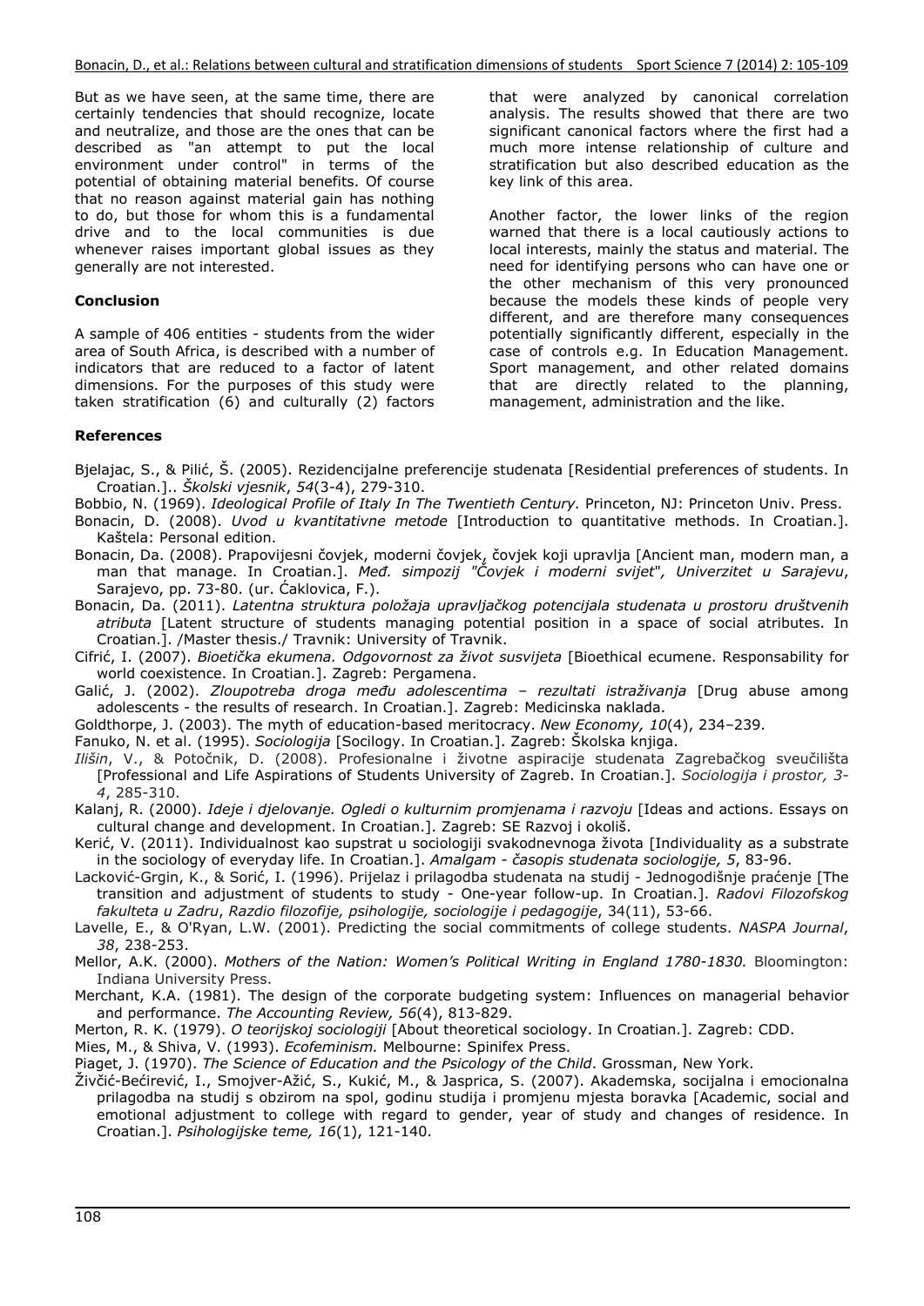But as we have seen, at the same time, there are certainly tendencies that should recognize, locate and neutralize, and those are the ones that can be described as "an attempt to put the local environment under control" in terms of the potential of obtaining material benefits. Of course that no reason against material gain has nothing to do, but those for whom this is a fundamental drive and to the local communities is due whenever raises important global issues as they generally are not interested.

## Conclusion

A sample of 406 entities - students from the wider area of South Africa, is described with a number of indicators that are reduced to a factor of latent dimensions. For the purposes of this study were taken stratification (6) and culturally (2) factors that were analyzed by canonical correlation analysis. The results showed that there are two significant canonical factors where the first had a much more intense relationship of culture and stratification but also described education as the key link of this area.

Another factor, the lower links of the region warned that there is a local cautiously actions to local interests, mainly the status and material. The need for identifying persons who can have one or the other mechanism of this very pronounced because the models these kinds of people very different, and are therefore many consequences potentially significantly different, especially in the case of controls e.g. In Education Management. Sport management, and other related domains that are directly related to the planning, management, administration and the like.

## References

Bjelajac, S., & Pilić, Š. (2005). Rezidencijalne preferencije studenata [Residential preferences of students. In Croatian.].. *Školski vjesnik*, *54*(3-4), 279-310.

Bobbio, N. (1969). *Ideological Profile of Italy In The Twentieth Century.* Princeton, NJ: Princeton Univ. Press.

Bonacin, D. (2008). *Uvod u kvantitativne metode* [Introduction to quantitative methods. In Croatian.]. Kaštela: Personal edition.

Bonacin, Da. (2008). Prapovijesni čovjek, moderni čovjek, čovjek koji upravlja [Ancient man, modern man, a man that manage. In Croatian.]. *Međ. simpozij "Čovjek i moderni svijet", Univerzitet u Sarajevu*, Sarajevo, pp. 73-80. (ur. Ćaklovica, F.).

Bonacin, Da. (2011). *Latentna struktura položaja upravljačkog potencijala studenata u prostoru društvenih atributa* [Latent structure of students managing potential position in a space of social atributes. In Croatian.]. /Master thesis./ Travnik: University of Travnik.

Cifrić, I. (2007). *Bioetička ekumena. Odgovornost za život susvijeta* [Bioethical ecumene. Responsability for world coexistence. In Croatian.]. Zagreb: Pergamena.

Galić, J. (2002). *Zloupotreba droga među adolescentima – rezultati istraživanja* [Drug abuse among adolescents - the results of research. In Croatian.]. Zagreb: Medicinska naklada.

Goldthorpe, J. (2003). The myth of education-based meritocracy. *New Economy, 10*(4), 234–239.

Fanuko, N. et al. (1995). *Sociologija* [Socilogy. In Croatian.]. Zagreb: Školska knjiga.

*Ilišin*, V., & Potočnik, D. (2008). Profesionalne i životne aspiracije studenata Zagrebačkog sveučilišta [Professional and Life Aspirations of Students University of Zagreb. In Croatian.]. *Sociologija i prostor, 3-4*, 285-310.

Kalanj, R. (2000). *Ideje i djelovanje. Ogledi o kulturnim promjenama i razvoju* [Ideas and actions. Essays on cultural change and development. In Croatian.]. Zagreb: SE Razvoj i okoliš.

Kerić, V. (2011). Individualnost kao supstrat u sociologiji svakodnevnoga života [Individuality as a substrate in the sociology of everyday life. In Croatian.]. *Amalgam - časopis studenata sociologije, 5*, 83-96.

Lacković-Grgin, K., & Sorić, I. (1996). Prijelaz i prilagodba studenata na studij - Jednogodišnje praćenje [The transition and adjustment of students to study - One-year follow-up. In Croatian.]. *Radovi Filozofskog fakulteta u Zadru*, *Razdio filozofije, psihologije, sociologije i pedagogije*, 34(11), 53-66.

Lavelle, E., & O'Ryan, L.W. (2001). Predicting the social commitments of college students. *NASPA Journal*, *38*, 238-253.

Mellor, A.K. (2000). *Mothers of the Nation: Women's Political Writing in England 1780-1830.* Bloomington: Indiana University Press.

Merchant, K.A. (1981). The design of the corporate budgeting system: Influences on managerial behavior and performance. *The Accounting Review, 56*(4), 813-829.

Merton, R. K. (1979). *O teorijskoj sociologiji* [About theoretical sociology. In Croatian.]. Zagreb: CDD.

Mies, M., & Shiva, V. (1993). *Ecofeminism.* Melbourne: Spinifex Press.

Piaget, J. (1970). *The Science of Education and the Psicology of the Child*. Grossman, New York.

Živčić-Bećirević, I., Smojver-Ažić, S., Kukić, M., & Jasprica, S. (2007). Akademska, socijalna i emocionalna prilagodba na studij s obzirom na spol, godinu studija i promjenu mjesta boravka [Academic, social and emotional adjustment to college with regard to gender, year of study and changes of residence. In Croatian.]. *Psihologijske teme, 16*(1), 121-140.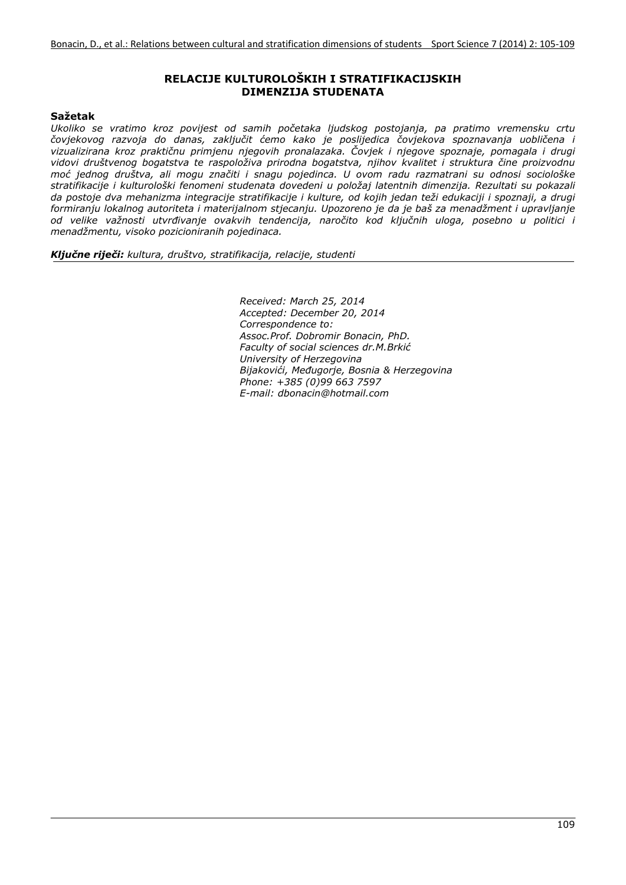## RELACIJE KULTUROLOŠKIH I STRATIFIKACIJSKIH DIMENZIJA STUDENATA

### Sažetak

*Ukoliko se vratimo kroz povijest od samih početaka ljudskog postojanja, pa pratimo vremensku crtu čovjekovog razvoja do danas, zaključit ćemo kako je poslijedica čovjekova spoznavanja uobličena i vizualizirana kroz praktičnu primjenu njegovih pronalazaka. Čovjek i njegove spoznaje, pomagala i drugi vidovi društvenog bogatstva te raspoloživa prirodna bogatstva, njihov kvalitet i struktura čine proizvodnu moć jednog društva, ali mogu značiti i snagu pojedinca. U ovom radu razmatrani su odnosi sociološke stratifikacije i kulturološki fenomeni studenata dovedeni u položaj latentnih dimenzija. Rezultati su pokazali da postoje dva mehanizma integracije stratifikacije i kulture, od kojih jedan teži edukaciji i spoznaji, a drugi formiranju lokalnog autoriteta i materijalnom stjecanju. Upozoreno je da je baš za menadžment i upravljanje od velike važnosti utvrđivanje ovakvih tendencija, naročito kod ključnih uloga, posebno u politici i menadžmentu, visoko pozicioniranih pojedinaca.*

***Ključne riječi:*** *kultura, društvo, stratifikacija, relacije, studenti*

*Received: March 25, 2014*
*Accepted: December 20, 2014*
*Correspondence to:*
*Assoc.Prof. Dobromir Bonacin, PhD.*
*Faculty of social sciences dr.M.Brkić*
*University of Herzegovina*
*Bijakovići, Međugorje, Bosnia & Herzegovina*
*Phone: +385 (0)99 663 7597*
*E-mail: dbonacin@hotmail.com*